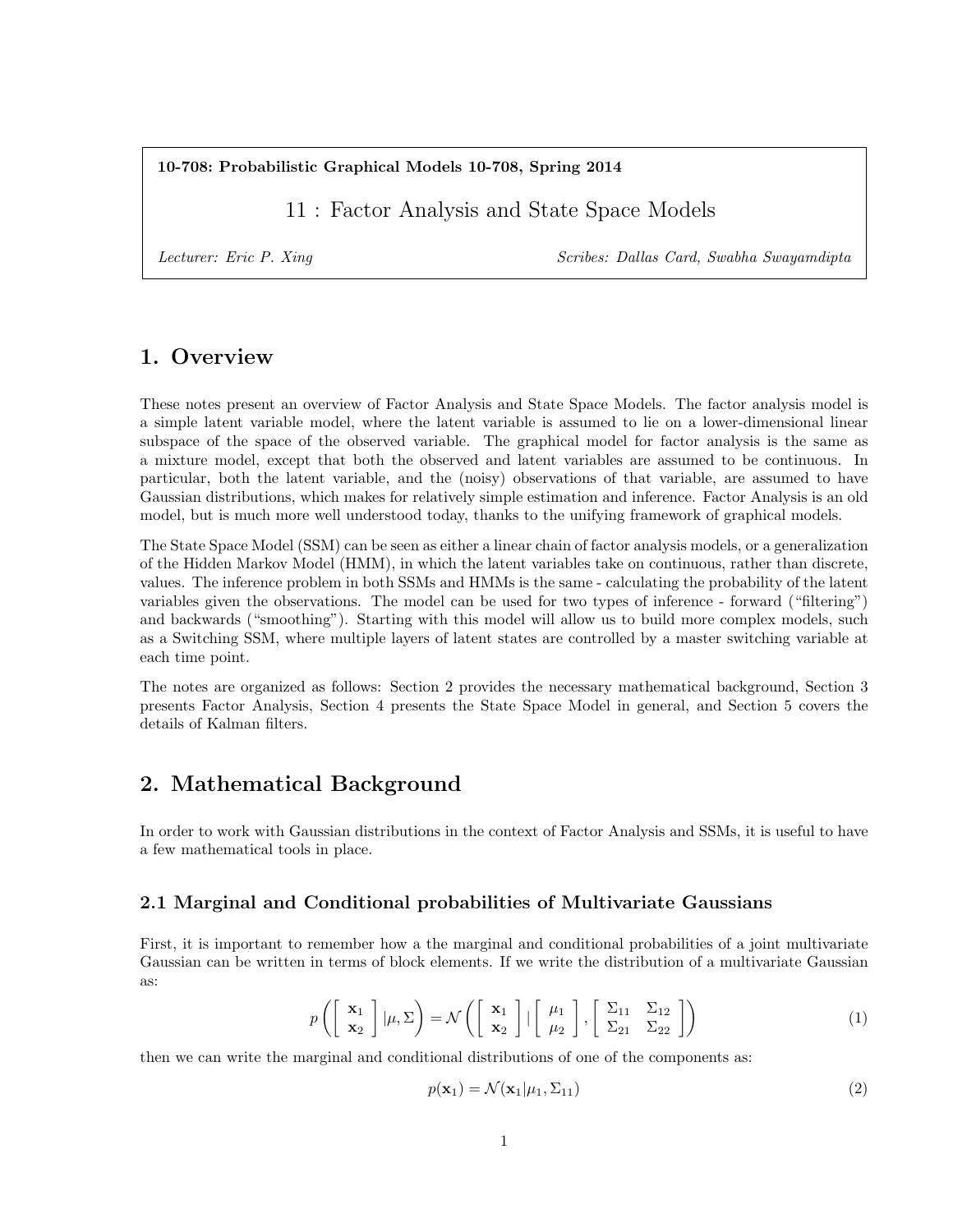**10-708: Probabilistic Graphical Models 10-708, Spring 2014**

# 11 : Factor Analysis and State Space Models

*Lecturer: Eric P. Xing* *Scribes: Dallas Card, Swabha Swayamdipta*

## 1. Overview

These notes present an overview of Factor Analysis and State Space Models. The factor analysis model is a simple latent variable model, where the latent variable is assumed to lie on a lower-dimensional linear subspace of the space of the observed variable. The graphical model for factor analysis is the same as a mixture model, except that both the observed and latent variables are assumed to be continuous. In particular, both the latent variable, and the (noisy) observations of that variable, are assumed to have Gaussian distributions, which makes for relatively simple estimation and inference. Factor Analysis is an old model, but is much more well understood today, thanks to the unifying framework of graphical models.

The State Space Model (SSM) can be seen as either a linear chain of factor analysis models, or a generalization of the Hidden Markov Model (HMM), in which the latent variables take on continuous, rather than discrete, values. The inference problem in both SSMs and HMMs is the same - calculating the probability of the latent variables given the observations. The model can be used for two types of inference - forward ("filtering") and backwards ("smoothing"). Starting with this model will allow us to build more complex models, such as a Switching SSM, where multiple layers of latent states are controlled by a master switching variable at each time point.

The notes are organized as follows: Section 2 provides the necessary mathematical background, Section 3 presents Factor Analysis, Section 4 presents the State Space Model in general, and Section 5 covers the details of Kalman filters.

## 2. Mathematical Background

In order to work with Gaussian distributions in the context of Factor Analysis and SSMs, it is useful to have a few mathematical tools in place.

### 2.1 Marginal and Conditional probabilities of Multivariate Gaussians

First, it is important to remember how a the marginal and conditional probabilities of a joint multivariate Gaussian can be written in terms of block elements. If we write the distribution of a multivariate Gaussian as:

$$p\left(\begin{bmatrix} \mathbf{x}_1 \\ \mathbf{x}_2 \end{bmatrix} | \mu, \Sigma\right) = \mathcal{N}\left(\begin{bmatrix} \mathbf{x}_1 \\ \mathbf{x}_2 \end{bmatrix} | \begin{bmatrix} \mu_1 \\ \mu_2 \end{bmatrix}, \begin{bmatrix} \Sigma_{11} & \Sigma_{12} \\ \Sigma_{21} & \Sigma_{22} \end{bmatrix}\right) \tag{1}$$

then we can write the marginal and conditional distributions of one of the components as:

$$p(\mathbf{x}_1) = \mathcal{N}(\mathbf{x}_1 | \mu_1, \Sigma_{11}) \tag{2}$$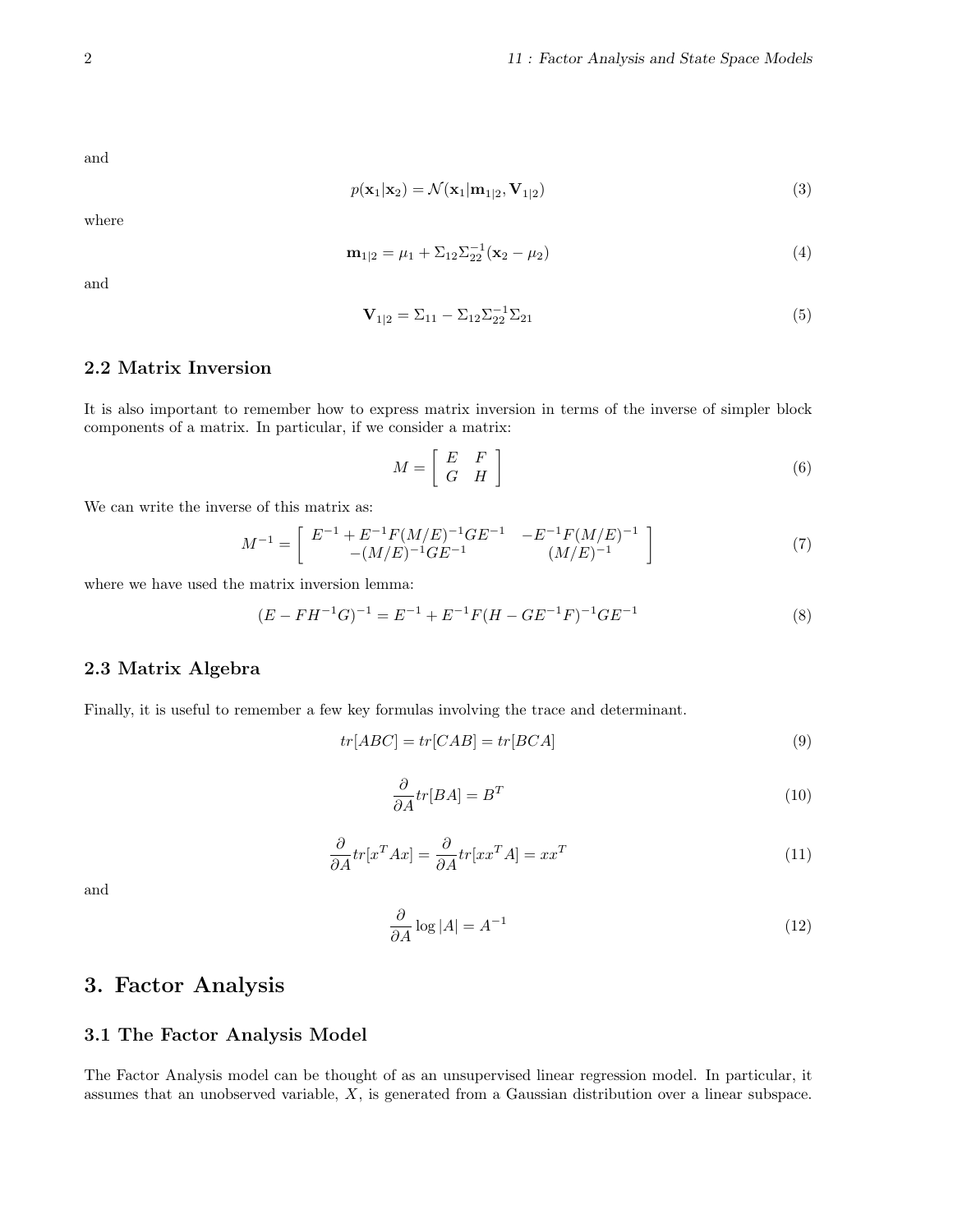and

$$p(\mathbf{x}_1|\mathbf{x}_2) = \mathcal{N}(\mathbf{x}_1|\mathbf{m}_{1|2}, \mathbf{V}_{1|2}) \tag{3}$$

where

$$\mathbf{m}_{1|2} = \mu_1 + \Sigma_{12}\Sigma_{22}^{-1}(\mathbf{x}_2 - \mu_2) \tag{4}$$

and

$$\mathbf{V}_{1|2} = \Sigma_{11} - \Sigma_{12}\Sigma_{22}^{-1}\Sigma_{21} \tag{5}$$

### 2.2 Matrix Inversion

It is also important to remember how to express matrix inversion in terms of the inverse of simpler block components of a matrix. In particular, if we consider a matrix:

$$M = \begin{bmatrix} E & F \\ G & H \end{bmatrix} \tag{6}$$

We can write the inverse of this matrix as:

$$M^{-1} = \begin{bmatrix} E^{-1} + E^{-1}F(M/E)^{-1}GE^{-1} & -E^{-1}F(M/E)^{-1} \\ -(M/E)^{-1}GE^{-1} & (M/E)^{-1} \end{bmatrix} \tag{7}$$

where we have used the matrix inversion lemma:

$$(E - FH^{-1}G)^{-1} = E^{-1} + E^{-1}F(H - GE^{-1}F)^{-1}GE^{-1} \tag{8}$$

### 2.3 Matrix Algebra

Finally, it is useful to remember a few key formulas involving the trace and determinant.

$$tr[ABC] = tr[CAB] = tr[BCA] \tag{9}$$

$$\frac{\partial}{\partial A} tr[BA] = B^T \tag{10}$$

$$\frac{\partial}{\partial A} tr[x^T Ax] = \frac{\partial}{\partial A} tr[xx^T A] = xx^T \tag{11}$$

and

$$\frac{\partial}{\partial A} \log |A| = A^{-1} \tag{12}$$

## 3. Factor Analysis

### 3.1 The Factor Analysis Model

The Factor Analysis model can be thought of as an unsupervised linear regression model. In particular, it assumes that an unobserved variable, $X$, is generated from a Gaussian distribution over a linear subspace.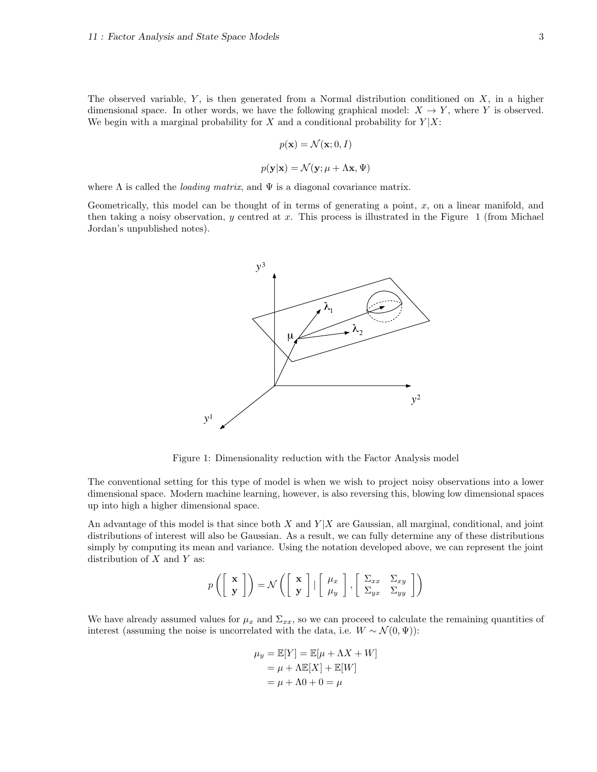The observed variable, $Y$, is then generated from a Normal distribution conditioned on $X$, in a higher dimensional space. In other words, we have the following graphical model: $X \to Y$, where $Y$ is observed. We begin with a marginal probability for $X$ and a conditional probability for $Y|X$:

$$p(\mathbf{x}) = \mathcal{N}(\mathbf{x}; 0, I)$$

$$p(\mathbf{y}|\mathbf{x}) = \mathcal{N}(\mathbf{y}; \mu + \Lambda\mathbf{x}, \Psi)$$

where $\Lambda$ is called the *loading matrix*, and $\Psi$ is a diagonal covariance matrix.

Geometrically, this model can be thought of in terms of generating a point, $x$, on a linear manifold, and then taking a noisy observation, $y$ centred at $x$. This process is illustrated in the Figure 1 (from Michael Jordan's unpublished notes).

Figure 1: Dimensionality reduction with the Factor Analysis model

The conventional setting for this type of model is when we wish to project noisy observations into a lower dimensional space. Modern machine learning, however, is also reversing this, blowing low dimensional spaces up into high a higher dimensional space.

An advantage of this model is that since both $X$ and $Y|X$ are Gaussian, all marginal, conditional, and joint distributions of interest will also be Gaussian. As a result, we can fully determine any of these distributions simply by computing its mean and variance. Using the notation developed above, we can represent the joint distribution of $X$ and $Y$ as:

$$p\left(\begin{bmatrix} \mathbf{x} \\ \mathbf{y} \end{bmatrix}\right) = \mathcal{N}\left(\begin{bmatrix} \mathbf{x} \\ \mathbf{y} \end{bmatrix} \mid \begin{bmatrix} \mu_x \\ \mu_y \end{bmatrix}, \begin{bmatrix} \Sigma_{xx} & \Sigma_{xy} \\ \Sigma_{yx} & \Sigma_{yy} \end{bmatrix}\right)$$

We have already assumed values for $\mu_x$ and $\Sigma_{xx}$, so we can proceed to calculate the remaining quantities of interest (assuming the noise is uncorrelated with the data, i.e. $W \sim \mathcal{N}(0, \Psi)$):

$$\begin{aligned} \mu_y = \mathbb{E}[Y] &= \mathbb{E}[\mu + \Lambda X + W] \\ &= \mu + \Lambda\mathbb{E}[X] + \mathbb{E}[W] \\ &= \mu + \Lambda 0 + 0 = \mu \end{aligned}$$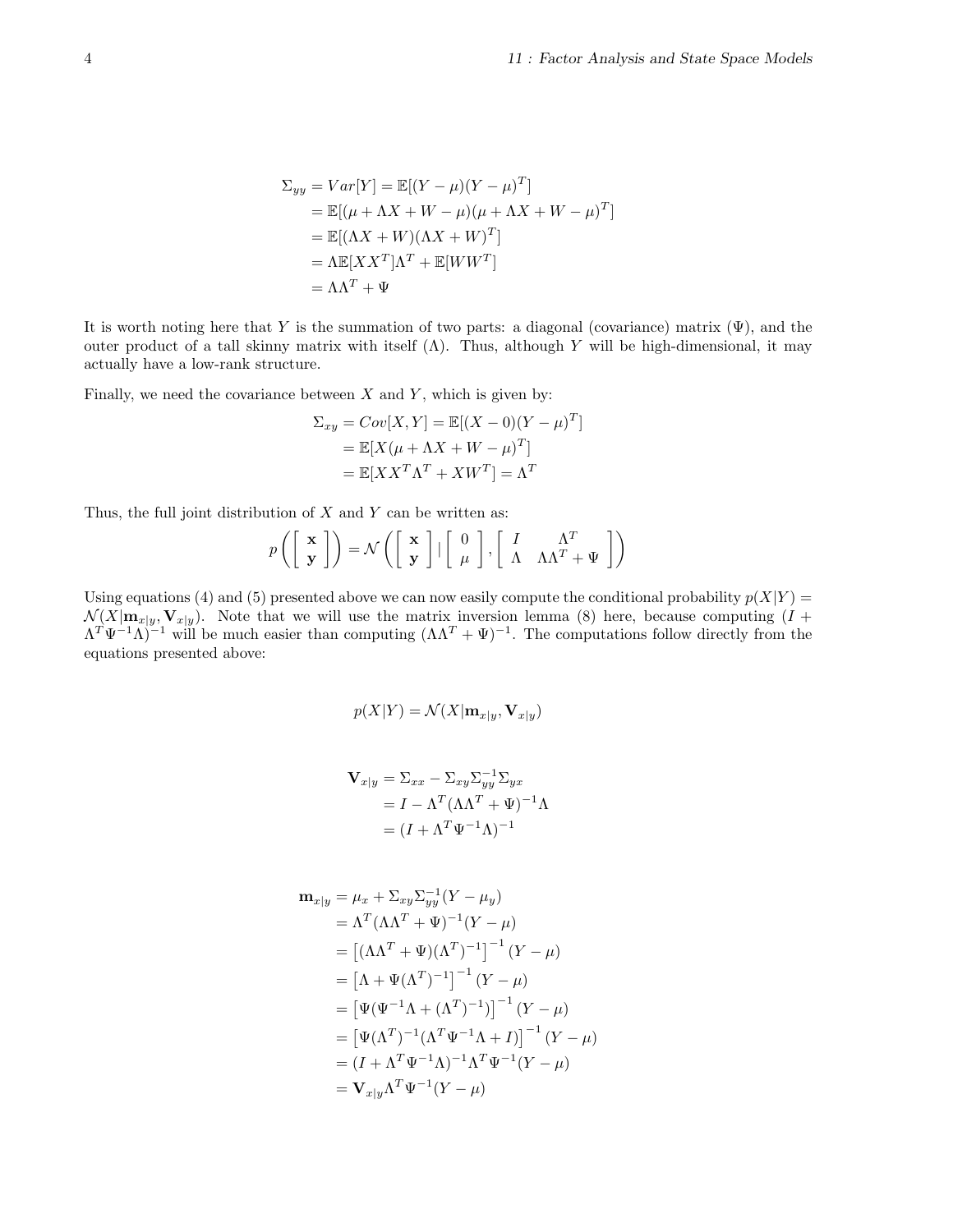$$
\begin{aligned}
\Sigma_{yy} = Var[Y] &= \mathbb{E}[(Y-\mu)(Y-\mu)^T] \\
&= \mathbb{E}[(\mu + \Lambda X + W - \mu)(\mu + \Lambda X + W - \mu)^T] \\
&= \mathbb{E}[(\Lambda X + W)(\Lambda X + W)^T] \\
&= \Lambda \mathbb{E}[XX^T]\Lambda^T + \mathbb{E}[WW^T] \\
&= \Lambda\Lambda^T + \Psi
\end{aligned}
$$

It is worth noting here that $Y$ is the summation of two parts: a diagonal (covariance) matrix ($\Psi$), and the outer product of a tall skinny matrix with itself ($\Lambda$). Thus, although $Y$ will be high-dimensional, it may actually have a low-rank structure.

Finally, we need the covariance between $X$ and $Y$, which is given by:

$$
\begin{aligned}
\Sigma_{xy} = Cov[X, Y] &= \mathbb{E}[(X - 0)(Y - \mu)^T] \\
&= \mathbb{E}[X(\mu + \Lambda X + W - \mu)^T] \\
&= \mathbb{E}[XX^T\Lambda^T + XW^T] = \Lambda^T
\end{aligned}
$$

Thus, the full joint distribution of $X$ and $Y$ can be written as:

$$
p\left(\begin{bmatrix} \mathbf{x} \\ \mathbf{y} \end{bmatrix}\right) = \mathcal{N}\left(\begin{bmatrix} \mathbf{x} \\ \mathbf{y} \end{bmatrix} \mid \begin{bmatrix} 0 \\ \mu \end{bmatrix}, \begin{bmatrix} I & \Lambda^T \\ \Lambda & \Lambda\Lambda^T + \Psi \end{bmatrix}\right)
$$

Using equations (4) and (5) presented above we can now easily compute the conditional probability $p(X|Y) = \mathcal{N}(X|\mathbf{m}_{x|y}, \mathbf{V}_{x|y})$. Note that we will use the matrix inversion lemma (8) here, because computing $(I + \Lambda^T\Psi^{-1}\Lambda)^{-1}$ will be much easier than computing $(\Lambda\Lambda^T + \Psi)^{-1}$. The computations follow directly from the equations presented above:

$$
p(X|Y) = \mathcal{N}(X|\mathbf{m}_{x|y}, \mathbf{V}_{x|y})
$$

$$
\begin{aligned}
\mathbf{V}_{x|y} &= \Sigma_{xx} - \Sigma_{xy}\Sigma_{yy}^{-1}\Sigma_{yx} \\
&= I - \Lambda^T(\Lambda\Lambda^T + \Psi)^{-1}\Lambda \\
&= (I + \Lambda^T\Psi^{-1}\Lambda)^{-1}
\end{aligned}
$$

$$
\begin{aligned}
\mathbf{m}_{x|y} &= \mu_x + \Sigma_{xy}\Sigma_{yy}^{-1}(Y - \mu_y) \\
&= \Lambda^T(\Lambda\Lambda^T + \Psi)^{-1}(Y - \mu) \\
&= \left[(\Lambda\Lambda^T + \Psi)(\Lambda^T)^{-1}\right]^{-1}(Y - \mu) \\
&= \left[\Lambda + \Psi(\Lambda^T)^{-1}\right]^{-1}(Y - \mu) \\
&= \left[\Psi(\Psi^{-1}\Lambda + (\Lambda^T)^{-1})\right]^{-1}(Y - \mu) \\
&= \left[\Psi(\Lambda^T)^{-1}(\Lambda^T\Psi^{-1}\Lambda + I)\right]^{-1}(Y - \mu) \\
&= (I + \Lambda^T\Psi^{-1}\Lambda)^{-1}\Lambda^T\Psi^{-1}(Y - \mu) \\
&= \mathbf{V}_{x|y}\Lambda^T\Psi^{-1}(Y - \mu)
\end{aligned}
$$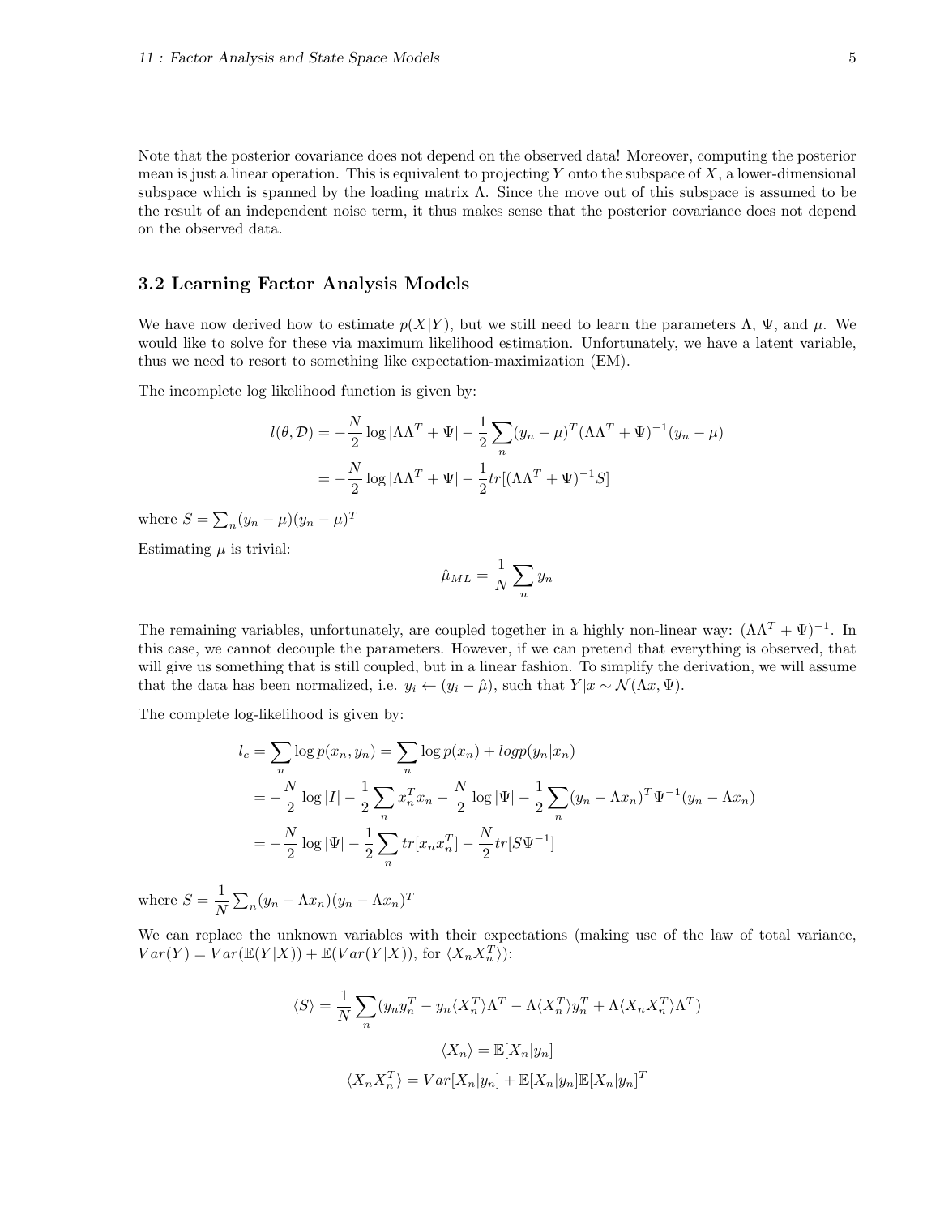Note that the posterior covariance does not depend on the observed data! Moreover, computing the posterior mean is just a linear operation. This is equivalent to projecting $Y$ onto the subspace of $X$, a lower-dimensional subspace which is spanned by the loading matrix $\Lambda$. Since the move out of this subspace is assumed to be the result of an independent noise term, it thus makes sense that the posterior covariance does not depend on the observed data.

### 3.2 Learning Factor Analysis Models

We have now derived how to estimate $p(X|Y)$, but we still need to learn the parameters $\Lambda$, $\Psi$, and $\mu$. We would like to solve for these via maximum likelihood estimation. Unfortunately, we have a latent variable, thus we need to resort to something like expectation-maximization (EM).

The incomplete log likelihood function is given by:

$$
\begin{aligned}
l(\theta, \mathcal{D}) &= -\frac{N}{2} \log |\Lambda\Lambda^T + \Psi| - \frac{1}{2} \sum_n (y_n - \mu)^T (\Lambda\Lambda^T + \Psi)^{-1} (y_n - \mu) \\
&= -\frac{N}{2} \log |\Lambda\Lambda^T + \Psi| - \frac{1}{2} tr[(\Lambda\Lambda^T + \Psi)^{-1} S]
\end{aligned}
$$

where $S = \sum_n (y_n - \mu)(y_n - \mu)^T$

Estimating $\mu$ is trivial:

$$
\hat{\mu}_{ML} = \frac{1}{N} \sum_n y_n
$$

The remaining variables, unfortunately, are coupled together in a highly non-linear way: $(\Lambda\Lambda^T + \Psi)^{-1}$. In this case, we cannot decouple the parameters. However, if we can pretend that everything is observed, that will give us something that is still coupled, but in a linear fashion. To simplify the derivation, we will assume that the data has been normalized, i.e. $y_i \leftarrow (y_i - \hat{\mu})$, such that $Y|x \sim \mathcal{N}(\Lambda x, \Psi)$.

The complete log-likelihood is given by:

$$
\begin{aligned}
l_c &= \sum_n \log p(x_n, y_n) = \sum_n \log p(x_n) + logp(y_n|x_n) \\
&= -\frac{N}{2} \log |I| - \frac{1}{2} \sum_n x_n^T x_n - \frac{N}{2} \log |\Psi| - \frac{1}{2} \sum_n (y_n - \Lambda x_n)^T \Psi^{-1} (y_n - \Lambda x_n) \\
&= -\frac{N}{2} \log |\Psi| - \frac{1}{2} \sum_n tr[x_n x_n^T] - \frac{N}{2} tr[S \Psi^{-1}]
\end{aligned}
$$

where $S = \frac{1}{N} \sum_n (y_n - \Lambda x_n)(y_n - \Lambda x_n)^T$

We can replace the unknown variables with their expectations (making use of the law of total variance, $Var(Y) = Var(\mathbb{E}(Y|X)) + \mathbb{E}(Var(Y|X))$, for $\langle X_n X_n^T \rangle$):

$$
\langle S \rangle = \frac{1}{N} \sum_n (y_n y_n^T - y_n \langle X_n^T \rangle \Lambda^T - \Lambda \langle X_n^T \rangle y_n^T + \Lambda \langle X_n X_n^T \rangle \Lambda^T)
$$

$$
\langle X_n \rangle = \mathbb{E}[X_n | y_n]
$$

$$
\langle X_n X_n^T \rangle = Var[X_n | y_n] + \mathbb{E}[X_n | y_n] \mathbb{E}[X_n | y_n]^T
$$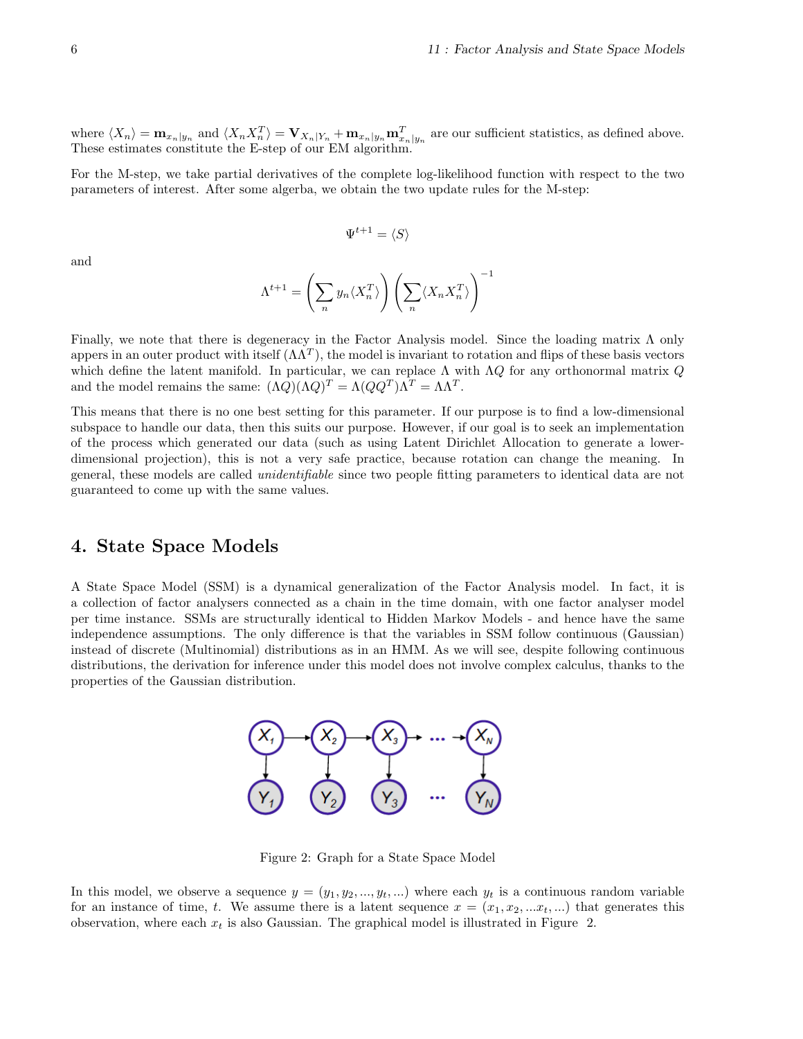where $\langle X_n \rangle = \mathbf{m}_{x_n|y_n}$ and $\langle X_n X_n^T \rangle = \mathbf{V}_{X_n|Y_n} + \mathbf{m}_{x_n|y_n}\mathbf{m}_{x_n|y_n}^T$ are our sufficient statistics, as defined above. These estimates constitute the E-step of our EM algorithm.

For the M-step, we take partial derivatives of the complete log-likelihood function with respect to the two parameters of interest. After some algerba, we obtain the two update rules for the M-step:

$$\Psi^{t+1} = \langle S \rangle$$

and

$$\Lambda^{t+1} = \left( \sum_n y_n \langle X_n^T \rangle \right) \left( \sum_n \langle X_n X_n^T \rangle \right)^{-1}$$

Finally, we note that there is degeneracy in the Factor Analysis model. Since the loading matrix $\Lambda$ only appears in an outer product with itself ($\Lambda\Lambda^T$), the model is invariant to rotation and flips of these basis vectors which define the latent manifold. In particular, we can replace $\Lambda$ with $\Lambda Q$ for any orthonormal matrix $Q$ and the model remains the same: $(\Lambda Q)(\Lambda Q)^T = \Lambda(QQ^T)\Lambda^T = \Lambda\Lambda^T$.

This means that there is no one best setting for this parameter. If our purpose is to find a low-dimensional subspace to handle our data, then this suits our purpose. However, if our goal is to seek an implementation of the process which generated our data (such as using Latent Dirichlet Allocation to generate a lower-dimensional projection), this is not a very safe practice, because rotation can change the meaning. In general, these models are called *unidentifiable* since two people fitting parameters to identical data are not guaranteed to come up with the same values.

## 4. State Space Models

A State Space Model (SSM) is a dynamical generalization of the Factor Analysis model. In fact, it is a collection of factor analysers connected as a chain in the time domain, with one factor analyser model per time instance. SSMs are structurally identical to Hidden Markov Models - and hence have the same independence assumptions. The only difference is that the variables in SSM follow continuous (Gaussian) instead of discrete (Multinomial) distributions as in an HMM. As we will see, despite following continuous distributions, the derivation for inference under this model does not involve complex calculus, thanks to the properties of the Gaussian distribution.

Figure 2: Graph for a State Space Model

In this model, we observe a sequence $y = (y_1, y_2, ..., y_t, ...)$ where each $y_t$ is a continuous random variable for an instance of time, $t$. We assume there is a latent sequence $x = (x_1, x_2, ...x_t, ...)$ that generates this observation, where each $x_t$ is also Gaussian. The graphical model is illustrated in Figure 2.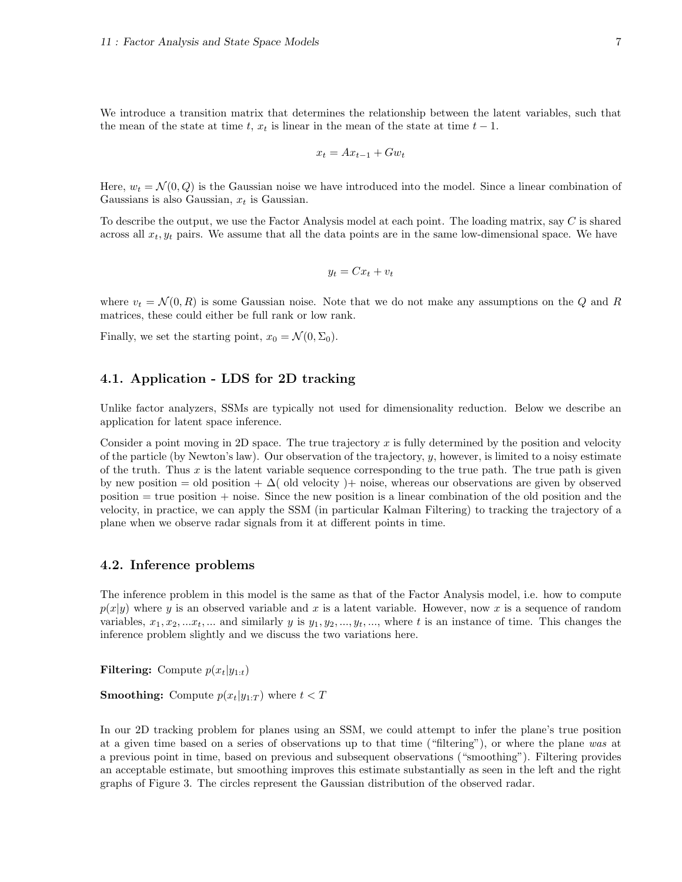We introduce a transition matrix that determines the relationship between the latent variables, such that the mean of the state at time $t$, $x_t$ is linear in the mean of the state at time $t - 1$.

$$x_t = Ax_{t-1} + Gw_t$$

Here, $w_t = \mathcal{N}(0, Q)$ is the Gaussian noise we have introduced into the model. Since a linear combination of Gaussians is also Gaussian, $x_t$ is Gaussian.

To describe the output, we use the Factor Analysis model at each point. The loading matrix, say $C$ is shared across all $x_t, y_t$ pairs. We assume that all the data points are in the same low-dimensional space. We have

$$y_t = Cx_t + v_t$$

where $v_t = \mathcal{N}(0, R)$ is some Gaussian noise. Note that we do not make any assumptions on the $Q$ and $R$ matrices, these could either be full rank or low rank.

Finally, we set the starting point, $x_0 = \mathcal{N}(0, \Sigma_0)$.

## 4.1. Application - LDS for 2D tracking

Unlike factor analyzers, SSMs are typically not used for dimensionality reduction. Below we describe an application for latent space inference.

Consider a point moving in 2D space. The true trajectory $x$ is fully determined by the position and velocity of the particle (by Newton's law). Our observation of the trajectory, $y$, however, is limited to a noisy estimate of the truth. Thus $x$ is the latent variable sequence corresponding to the true path. The true path is given by new position = old position + $\Delta$( old velocity )+ noise, whereas our observations are given by observed position = true position + noise. Since the new position is a linear combination of the old position and the velocity, in practice, we can apply the SSM (in particular Kalman Filtering) to tracking the trajectory of a plane when we observe radar signals from it at different points in time.

## 4.2. Inference problems

The inference problem in this model is the same as that of the Factor Analysis model, i.e. how to compute $p(x|y)$ where $y$ is an observed variable and $x$ is a latent variable. However, now $x$ is a sequence of random variables, $x_1, x_2, ...x_t, ...$ and similarly $y$ is $y_1, y_2, ..., y_t, ...$, where $t$ is an instance of time. This changes the inference problem slightly and we discuss the two variations here.

**Filtering:** Compute $p(x_t|y_{1:t})$

**Smoothing:** Compute $p(x_t|y_{1:T})$ where $t < T$

In our 2D tracking problem for planes using an SSM, we could attempt to infer the plane's true position at a given time based on a series of observations up to that time ("filtering"), or where the plane *was* at a previous point in time, based on previous and subsequent observations ("smoothing"). Filtering provides an acceptable estimate, but smoothing improves this estimate substantially as seen in the left and the right graphs of Figure 3. The circles represent the Gaussian distribution of the observed radar.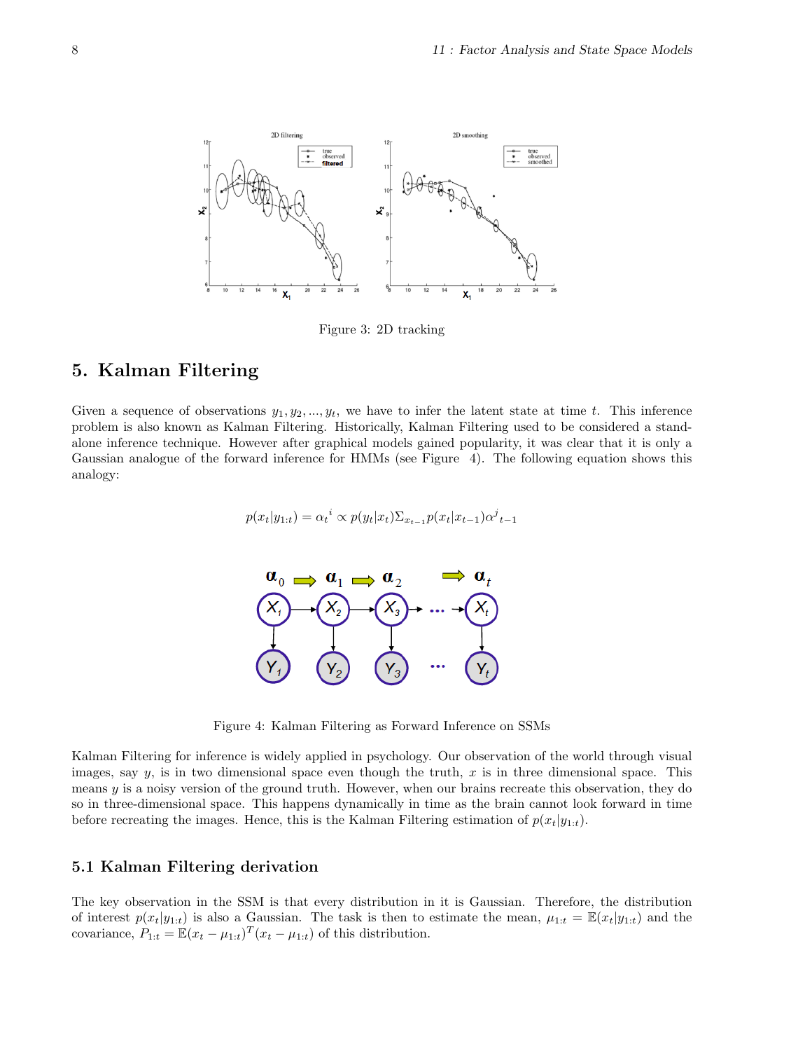Figure 3: 2D tracking

## 5. Kalman Filtering

Given a sequence of observations $y_1, y_2, ..., y_t$, we have to infer the latent state at time $t$. This inference problem is also known as Kalman Filtering. Historically, Kalman Filtering used to be considered a stand-alone inference technique. However after graphical models gained popularity, it was clear that it is only a Gaussian analogue of the forward inference for HMMs (see Figure 4). The following equation shows this analogy:

$$p(x_t|y_{1:t}) = \alpha_t{}^i \propto p(y_t|x_t)\Sigma_{x_{t-1}} p(x_t|x_{t-1})\alpha^j{}_{t-1}$$

Figure 4: Kalman Filtering as Forward Inference on SSMs

Kalman Filtering for inference is widely applied in psychology. Our observation of the world through visual images, say $y$, is in two dimensional space even though the truth, $x$ is in three dimensional space. This means $y$ is a noisy version of the ground truth. However, when our brains recreate this observation, they do so in three-dimensional space. This happens dynamically in time as the brain cannot look forward in time before recreating the images. Hence, this is the Kalman Filtering estimation of $p(x_t|y_{1:t})$.

### 5.1 Kalman Filtering derivation

The key observation in the SSM is that every distribution in it is Gaussian. Therefore, the distribution of interest $p(x_t|y_{1:t})$ is also a Gaussian. The task is then to estimate the mean, $\mu_{1:t} = \mathbb{E}(x_t|y_{1:t})$ and the covariance, $P_{1:t} = \mathbb{E}(x_t - \mu_{1:t})^T(x_t - \mu_{1:t})$ of this distribution.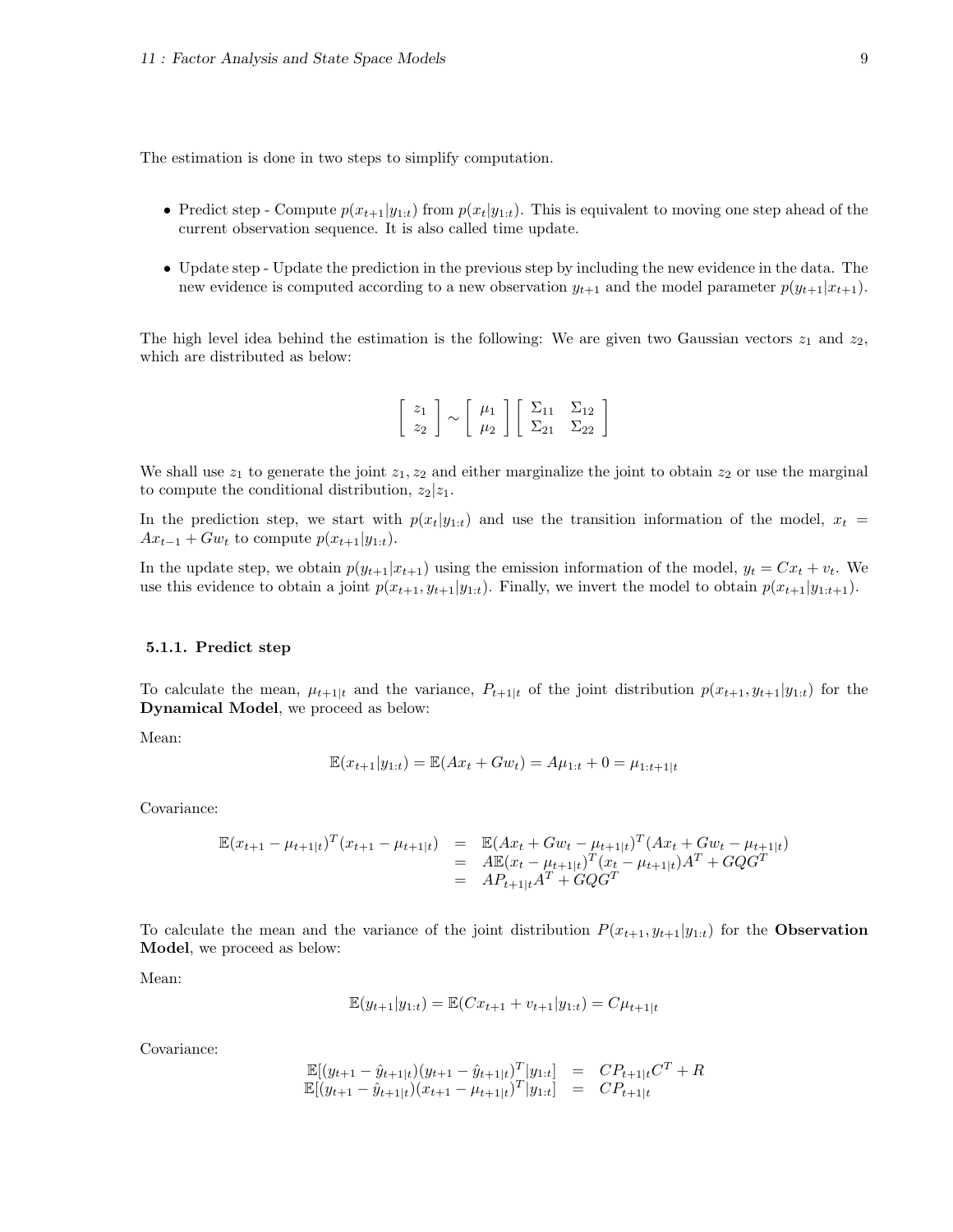The estimation is done in two steps to simplify computation.

- Predict step - Compute $p(x_{t+1}|y_{1:t})$ from $p(x_t|y_{1:t})$. This is equivalent to moving one step ahead of the current observation sequence. It is also called time update.
- Update step - Update the prediction in the previous step by including the new evidence in the data. The new evidence is computed according to a new observation $y_{t+1}$ and the model parameter $p(y_{t+1}|x_{t+1})$.

The high level idea behind the estimation is the following: We are given two Gaussian vectors $z_1$ and $z_2$, which are distributed as below:

$$\begin{bmatrix} z_1 \\ z_2 \end{bmatrix} \sim \begin{bmatrix} \mu_1 \\ \mu_2 \end{bmatrix} \begin{bmatrix} \Sigma_{11} & \Sigma_{12} \\ \Sigma_{21} & \Sigma_{22} \end{bmatrix}$$

We shall use $z_1$ to generate the joint $z_1, z_2$ and either marginalize the joint to obtain $z_2$ or use the marginal to compute the conditional distribution, $z_2|z_1$.

In the prediction step, we start with $p(x_t|y_{1:t})$ and use the transition information of the model, $x_t = Ax_{t-1} + Gw_t$ to compute $p(x_{t+1}|y_{1:t})$.

In the update step, we obtain $p(y_{t+1}|x_{t+1})$ using the emission information of the model, $y_t = Cx_t + v_t$. We use this evidence to obtain a joint $p(x_{t+1}, y_{t+1}|y_{1:t})$. Finally, we invert the model to obtain $p(x_{t+1}|y_{1:t+1})$.

### 5.1.1. Predict step

To calculate the mean, $\mu_{t+1|t}$ and the variance, $P_{t+1|t}$ of the joint distribution $p(x_{t+1}, y_{t+1}|y_{1:t})$ for the **Dynamical Model**, we proceed as below:

Mean:

$$\mathbb{E}(x_{t+1}|y_{1:t}) = \mathbb{E}(Ax_t + Gw_t) = A\mu_{1:t} + 0 = \mu_{1:t+1|t}$$

Covariance:

$$\begin{aligned}
\mathbb{E}(x_{t+1} - \mu_{t+1|t})^T(x_{t+1} - \mu_{t+1|t}) &= \mathbb{E}(Ax_t + Gw_t - \mu_{t+1|t})^T(Ax_t + Gw_t - \mu_{t+1|t}) \\
&= A\mathbb{E}(x_t - \mu_{t+1|t})^T(x_t - \mu_{t+1|t})A^T + GQG^T \\
&= AP_{t+1|t}A^T + GQG^T
\end{aligned}$$

To calculate the mean and the variance of the joint distribution $P(x_{t+1}, y_{t+1}|y_{1:t})$ for the **Observation Model**, we proceed as below:

Mean:

$$\mathbb{E}(y_{t+1}|y_{1:t}) = \mathbb{E}(Cx_{t+1} + v_{t+1}|y_{1:t}) = C\mu_{t+1|t}$$

Covariance:

$$\begin{aligned}
\mathbb{E}[(y_{t+1} - \hat{y}_{t+1|t})(y_{t+1} - \hat{y}_{t+1|t})^T|y_{1:t}] &= CP_{t+1|t}C^T + R \\
\mathbb{E}[(y_{t+1} - \hat{y}_{t+1|t})(x_{t+1} - \mu_{t+1|t})^T|y_{1:t}] &= CP_{t+1|t}
\end{aligned}$$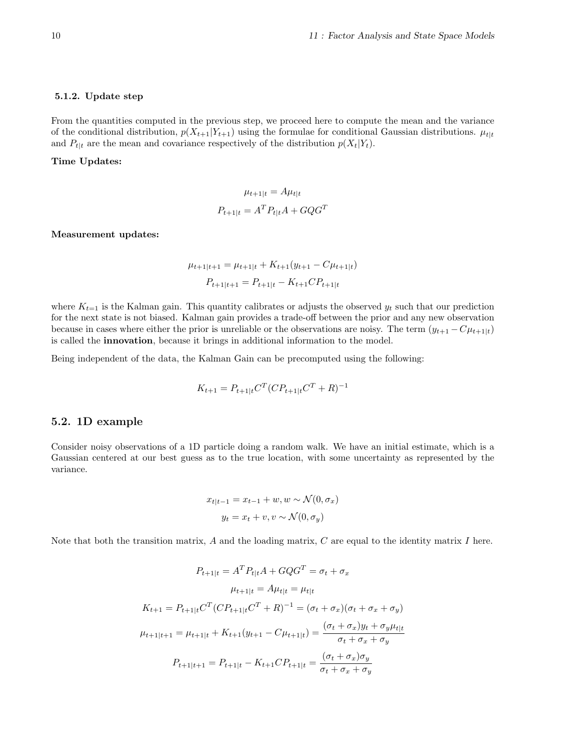#### 5.1.2. Update step

From the quantities computed in the previous step, we proceed here to compute the mean and the variance of the conditional distribution, $p(X_{t+1}|Y_{t+1})$ using the formulae for conditional Gaussian distributions. $\mu_{t|t}$ and $P_{t|t}$ are the mean and covariance respectively of the distribution $p(X_t|Y_t)$.

**Time Updates:**

$$\mu_{t+1|t} = A\mu_{t|t}$$

$$P_{t+1|t} = A^T P_{t|t} A + GQG^T$$

**Measurement updates:**

$$\mu_{t+1|t+1} = \mu_{t+1|t} + K_{t+1}(y_{t+1} - C\mu_{t+1|t})$$

$$P_{t+1|t+1} = P_{t+1|t} - K_{t+1} C P_{t+1|t}$$

where $K_{t=1}$ is the Kalman gain. This quantity calibrates or adjusts the observed $y_t$ such that our prediction for the next state is not biased. Kalman gain provides a trade-off between the prior and any new observation because in cases where either the prior is unreliable or the observations are noisy. The term $(y_{t+1} - C\mu_{t+1|t})$ is called the **innovation**, because it brings in additional information to the model.

Being independent of the data, the Kalman Gain can be precomputed using the following:

$$K_{t+1} = P_{t+1|t} C^T (C P_{t+1|t} C^T + R)^{-1}$$

### 5.2. 1D example

Consider noisy observations of a 1D particle doing a random walk. We have an initial estimate, which is a Gaussian centered at our best guess as to the true location, with some uncertainty as represented by the variance.

$$x_{t|t-1} = x_{t-1} + w, w \sim \mathcal{N}(0, \sigma_x)$$

$$y_t = x_t + v, v \sim \mathcal{N}(0, \sigma_y)$$

Note that both the transition matrix, $A$ and the loading matrix, $C$ are equal to the identity matrix $I$ here.

$$P_{t+1|t} = A^T P_{t|t} A + GQG^T = \sigma_t + \sigma_x$$

$$\mu_{t+1|t} = A\mu_{t|t} = \mu_{t|t}$$

$$K_{t+1} = P_{t+1|t} C^T (C P_{t+1|t} C^T + R)^{-1} = (\sigma_t + \sigma_x)(\sigma_t + \sigma_x + \sigma_y)$$

$$\mu_{t+1|t+1} = \mu_{t+1|t} + K_{t+1}(y_{t+1} - C\mu_{t+1|t}) = \frac{(\sigma_t + \sigma_x) y_t + \sigma_y \mu_{t|t}}{\sigma_t + \sigma_x + \sigma_y}$$

$$P_{t+1|t+1} = P_{t+1|t} - K_{t+1} C P_{t+1|t} = \frac{(\sigma_t + \sigma_x)\sigma_y}{\sigma_t + \sigma_x + \sigma_y}$$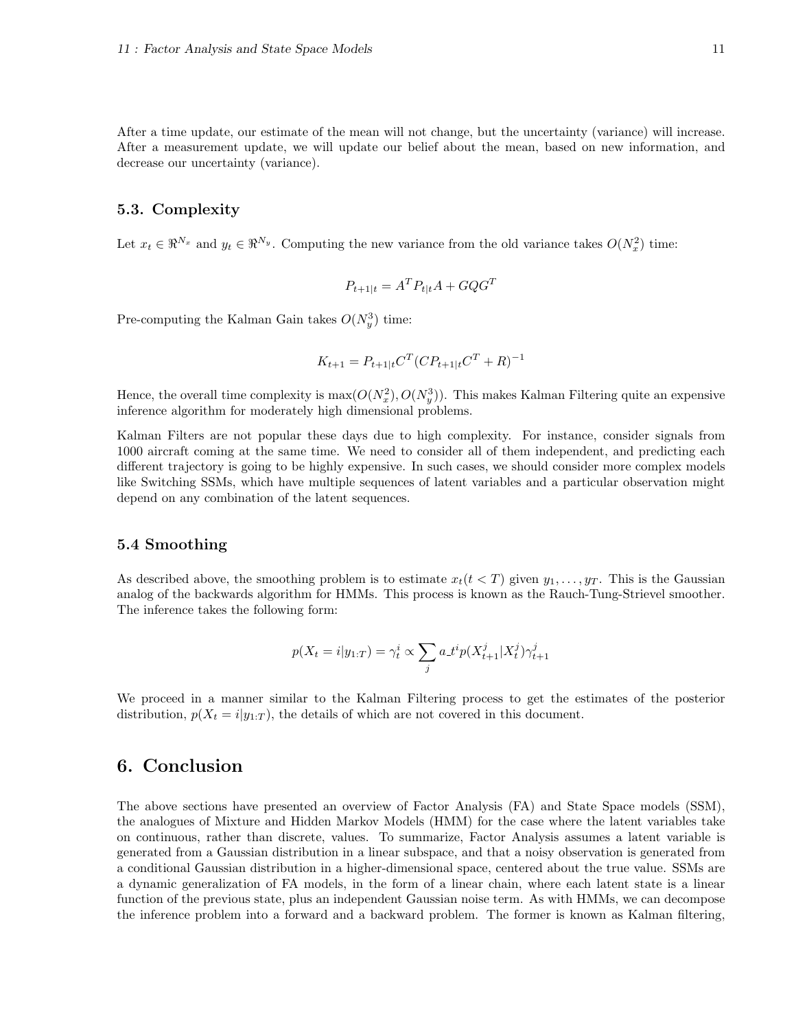After a time update, our estimate of the mean will not change, but the uncertainty (variance) will increase. After a measurement update, we will update our belief about the mean, based on new information, and decrease our uncertainty (variance).

### 5.3. Complexity

Let $x_t \in \Re^{N_x}$ and $y_t \in \Re^{N_y}$. Computing the new variance from the old variance takes $O(N_x^2)$ time:

$$P_{t+1|t} = A^T P_{t|t} A + GQG^T$$

Pre-computing the Kalman Gain takes $O(N_y^3)$ time:

$$K_{t+1} = P_{t+1|t} C^T (C P_{t+1|t} C^T + R)^{-1}$$

Hence, the overall time complexity is $\max(O(N_x^2), O(N_y^3))$. This makes Kalman Filtering quite an expensive inference algorithm for moderately high dimensional problems.

Kalman Filters are not popular these days due to high complexity. For instance, consider signals from 1000 aircraft coming at the same time. We need to consider all of them independent, and predicting each different trajectory is going to be highly expensive. In such cases, we should consider more complex models like Switching SSMs, which have multiple sequences of latent variables and a particular observation might depend on any combination of the latent sequences.

### 5.4 Smoothing

As described above, the smoothing problem is to estimate $x_t (t < T)$ given $y_1, \ldots, y_T$. This is the Gaussian analog of the backwards algorithm for HMMs. This process is known as the Rauch-Tung-Strievel smoother. The inference takes the following form:

$$p(X_t = i | y_{1:T}) = \gamma_t^i \propto \sum_j a\_t^i p(X_{t+1}^j | X_t^j) \gamma_{t+1}^j$$

We proceed in a manner similar to the Kalman Filtering process to get the estimates of the posterior distribution, $p(X_t = i | y_{1:T})$, the details of which are not covered in this document.

## 6. Conclusion

The above sections have presented an overview of Factor Analysis (FA) and State Space models (SSM), the analogues of Mixture and Hidden Markov Models (HMM) for the case where the latent variables take on continuous, rather than discrete, values. To summarize, Factor Analysis assumes a latent variable is generated from a Gaussian distribution in a linear subspace, and that a noisy observation is generated from a conditional Gaussian distribution in a higher-dimensional space, centered about the true value. SSMs are a dynamic generalization of FA models, in the form of a linear chain, where each latent state is a linear function of the previous state, plus an independent Gaussian noise term. As with HMMs, we can decompose the inference problem into a forward and a backward problem. The former is known as Kalman filtering,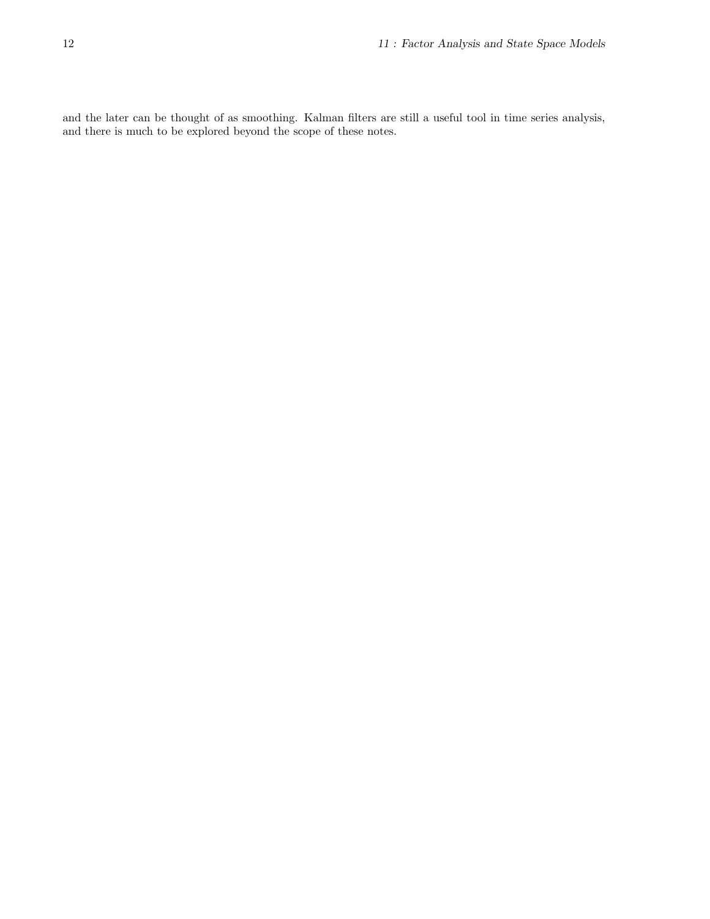and the later can be thought of as smoothing. Kalman filters are still a useful tool in time series analysis, and there is much to be explored beyond the scope of these notes.